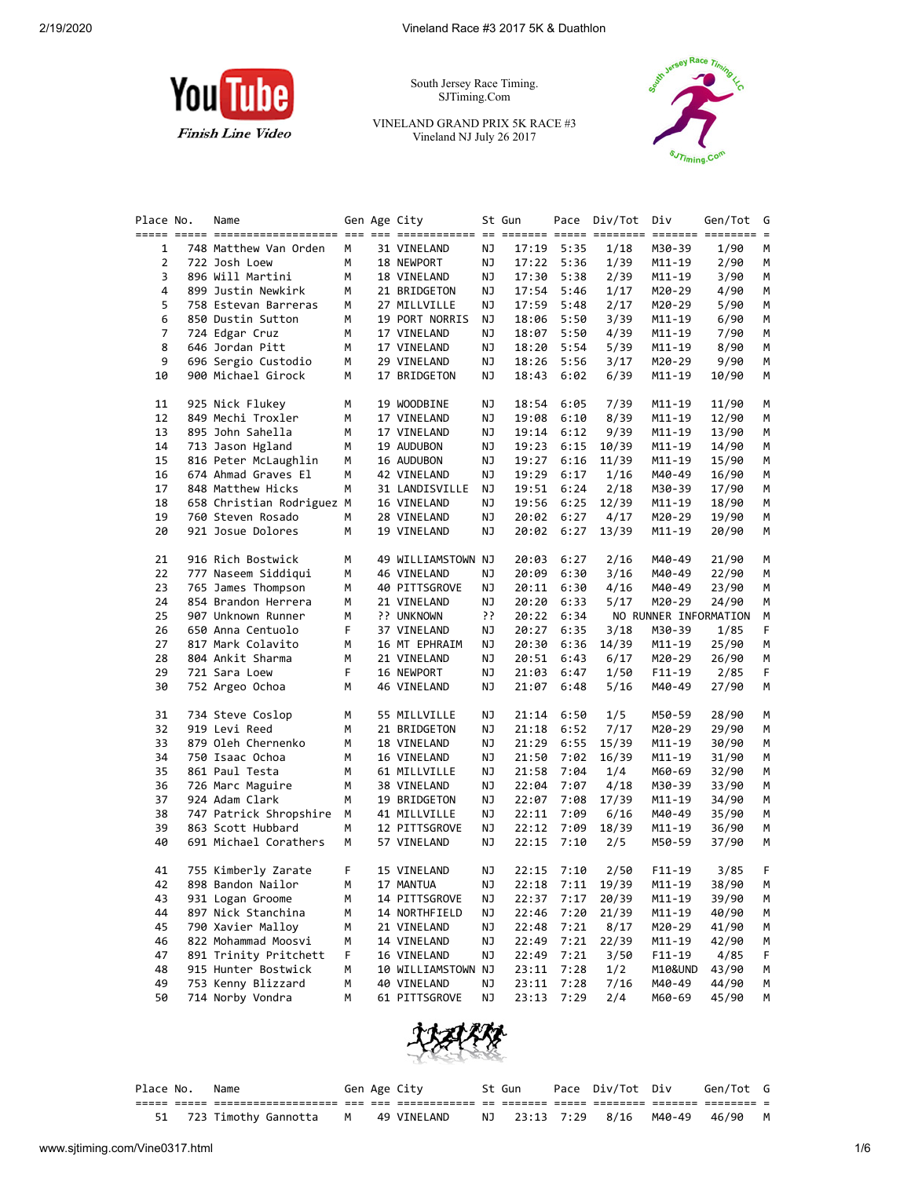South Jersey Race Timing.
SJTiming.Com

VINELAND GRAND PRIX 5K RACE #3
Vineland NJ July 26 2017

YouTube Finish Line Video

| Place | No. | Name | Gen | Age | City | St | Gun | Pace | Div/Tot | Div | Gen/Tot | G |
|---|---|---|---|---|---|---|---|---|---|---|---|---|
| 1 | 748 | Matthew Van Orden | M | 31 | VINELAND | NJ | 17:19 | 5:35 | 1/18 | M30-39 | 1/90 | M |
| 2 | 722 | Josh Loew | M | 18 | NEWPORT | NJ | 17:22 | 5:36 | 1/39 | M11-19 | 2/90 | M |
| 3 | 896 | Will Martini | M | 18 | VINELAND | NJ | 17:30 | 5:38 | 2/39 | M11-19 | 3/90 | M |
| 4 | 899 | Justin Newkirk | M | 21 | BRIDGETON | NJ | 17:54 | 5:46 | 1/17 | M20-29 | 4/90 | M |
| 5 | 758 | Estevan Barreras | M | 27 | MILLVILLE | NJ | 17:59 | 5:48 | 2/17 | M20-29 | 5/90 | M |
| 6 | 850 | Dustin Sutton | M | 19 | PORT NORRIS | NJ | 18:06 | 5:50 | 3/39 | M11-19 | 6/90 | M |
| 7 | 724 | Edgar Cruz | M | 17 | VINELAND | NJ | 18:07 | 5:50 | 4/39 | M11-19 | 7/90 | M |
| 8 | 646 | Jordan Pitt | M | 17 | VINELAND | NJ | 18:20 | 5:54 | 5/39 | M11-19 | 8/90 | M |
| 9 | 696 | Sergio Custodio | M | 29 | VINELAND | NJ | 18:26 | 5:56 | 3/17 | M20-29 | 9/90 | M |
| 10 | 900 | Michael Girock | M | 17 | BRIDGETON | NJ | 18:43 | 6:02 | 6/39 | M11-19 | 10/90 | M |
| 11 | 925 | Nick Flukey | M | 19 | WOODBINE | NJ | 18:54 | 6:05 | 7/39 | M11-19 | 11/90 | M |
| 12 | 849 | Mechi Troxler | M | 17 | VINELAND | NJ | 19:08 | 6:10 | 8/39 | M11-19 | 12/90 | M |
| 13 | 895 | John Sahella | M | 17 | VINELAND | NJ | 19:14 | 6:12 | 9/39 | M11-19 | 13/90 | M |
| 14 | 713 | Jason Hgland | M | 19 | AUDUBON | NJ | 19:23 | 6:15 | 10/39 | M11-19 | 14/90 | M |
| 15 | 816 | Peter McLaughlin | M | 16 | AUDUBON | NJ | 19:27 | 6:16 | 11/39 | M11-19 | 15/90 | M |
| 16 | 674 | Ahmad Graves El | M | 42 | VINELAND | NJ | 19:29 | 6:17 | 1/16 | M40-49 | 16/90 | M |
| 17 | 848 | Matthew Hicks | M | 31 | LANDISVILLE | NJ | 19:51 | 6:24 | 2/18 | M30-39 | 17/90 | M |
| 18 | 658 | Christian Rodriguez | M | 16 | VINELAND | NJ | 19:56 | 6:25 | 12/39 | M11-19 | 18/90 | M |
| 19 | 760 | Steven Rosado | M | 28 | VINELAND | NJ | 20:02 | 6:27 | 4/17 | M20-29 | 19/90 | M |
| 20 | 921 | Josue Dolores | M | 19 | VINELAND | NJ | 20:02 | 6:27 | 13/39 | M11-19 | 20/90 | M |
| 21 | 916 | Rich Bostwick | M | 49 | WILLIAMSTOWN | NJ | 20:03 | 6:27 | 2/16 | M40-49 | 21/90 | M |
| 22 | 777 | Naseem Siddiqui | M | 46 | VINELAND | NJ | 20:09 | 6:30 | 3/16 | M40-49 | 22/90 | M |
| 23 | 765 | James Thompson | M | 40 | PITTSGROVE | NJ | 20:11 | 6:30 | 4/16 | M40-49 | 23/90 | M |
| 24 | 854 | Brandon Herrera | M | 21 | VINELAND | NJ | 20:20 | 6:33 | 5/17 | M20-29 | 24/90 | M |
| 25 | 907 | Unknown Runner | M | ?? | UNKNOWN | ?? | 20:22 | 6:34 | NO RUNNER INFORMATION | | | M |
| 26 | 650 | Anna Centuolo | F | 37 | VINELAND | NJ | 20:27 | 6:35 | 3/18 | M30-39 | 1/85 | F |
| 27 | 817 | Mark Colavito | M | 16 | MT EPHRAIM | NJ | 20:30 | 6:36 | 14/39 | M11-19 | 25/90 | M |
| 28 | 804 | Ankit Sharma | M | 21 | VINELAND | NJ | 20:51 | 6:43 | 6/17 | M20-29 | 26/90 | M |
| 29 | 721 | Sara Loew | F | 16 | NEWPORT | NJ | 21:03 | 6:47 | 1/50 | F11-19 | 2/85 | F |
| 30 | 752 | Argeo Ochoa | M | 46 | VINELAND | NJ | 21:07 | 6:48 | 5/16 | M40-49 | 27/90 | M |
| 31 | 734 | Steve Coslop | M | 55 | MILLVILLE | NJ | 21:14 | 6:50 | 1/5 | M50-59 | 28/90 | M |
| 32 | 919 | Levi Reed | M | 21 | BRIDGETON | NJ | 21:18 | 6:52 | 7/17 | M20-29 | 29/90 | M |
| 33 | 879 | Oleh Chernenko | M | 18 | VINELAND | NJ | 21:29 | 6:55 | 15/39 | M11-19 | 30/90 | M |
| 34 | 750 | Isaac Ochoa | M | 16 | VINELAND | NJ | 21:50 | 7:02 | 16/39 | M11-19 | 31/90 | M |
| 35 | 861 | Paul Testa | M | 61 | MILLVILLE | NJ | 21:58 | 7:04 | 1/4 | M60-69 | 32/90 | M |
| 36 | 726 | Marc Maguire | M | 38 | VINELAND | NJ | 22:04 | 7:07 | 4/18 | M30-39 | 33/90 | M |
| 37 | 924 | Adam Clark | M | 19 | BRIDGETON | NJ | 22:07 | 7:08 | 17/39 | M11-19 | 34/90 | M |
| 38 | 747 | Patrick Shropshire | M | 41 | MILLVILLE | NJ | 22:11 | 7:09 | 6/16 | M40-49 | 35/90 | M |
| 39 | 863 | Scott Hubbard | M | 12 | PITTSGROVE | NJ | 22:12 | 7:09 | 18/39 | M11-19 | 36/90 | M |
| 40 | 691 | Michael Corathers | M | 57 | VINELAND | NJ | 22:15 | 7:10 | 2/5 | M50-59 | 37/90 | M |
| 41 | 755 | Kimberly Zarate | F | 15 | VINELAND | NJ | 22:15 | 7:10 | 2/50 | F11-19 | 3/85 | F |
| 42 | 898 | Bandon Nailor | M | 17 | MANTUA | NJ | 22:18 | 7:11 | 19/39 | M11-19 | 38/90 | M |
| 43 | 931 | Logan Groome | M | 14 | PITTSGROVE | NJ | 22:37 | 7:17 | 20/39 | M11-19 | 39/90 | M |
| 44 | 897 | Nick Stanchina | M | 14 | NORTHFIELD | NJ | 22:46 | 7:20 | 21/39 | M11-19 | 40/90 | M |
| 45 | 790 | Xavier Malloy | M | 21 | VINELAND | NJ | 22:48 | 7:21 | 8/17 | M20-29 | 41/90 | M |
| 46 | 822 | Mohammad Moosvi | M | 14 | VINELAND | NJ | 22:49 | 7:21 | 22/39 | M11-19 | 42/90 | M |
| 47 | 891 | Trinity Pritchett | F | 16 | VINELAND | NJ | 22:49 | 7:21 | 3/50 | F11-19 | 4/85 | F |
| 48 | 915 | Hunter Bostwick | M | 10 | WILLIAMSTOWN | NJ | 23:11 | 7:28 | 1/2 | M10&UND | 43/90 | M |
| 49 | 753 | Kenny Blizzard | M | 40 | VINELAND | NJ | 23:11 | 7:28 | 7/16 | M40-49 | 44/90 | M |
| 50 | 714 | Norby Vondra | M | 61 | PITTSGROVE | NJ | 23:13 | 7:29 | 2/4 | M60-69 | 45/90 | M |
| 51 | 723 | Timothy Gannotta | M | 49 | VINELAND | NJ | 23:13 | 7:29 | 8/16 | M40-49 | 46/90 | M |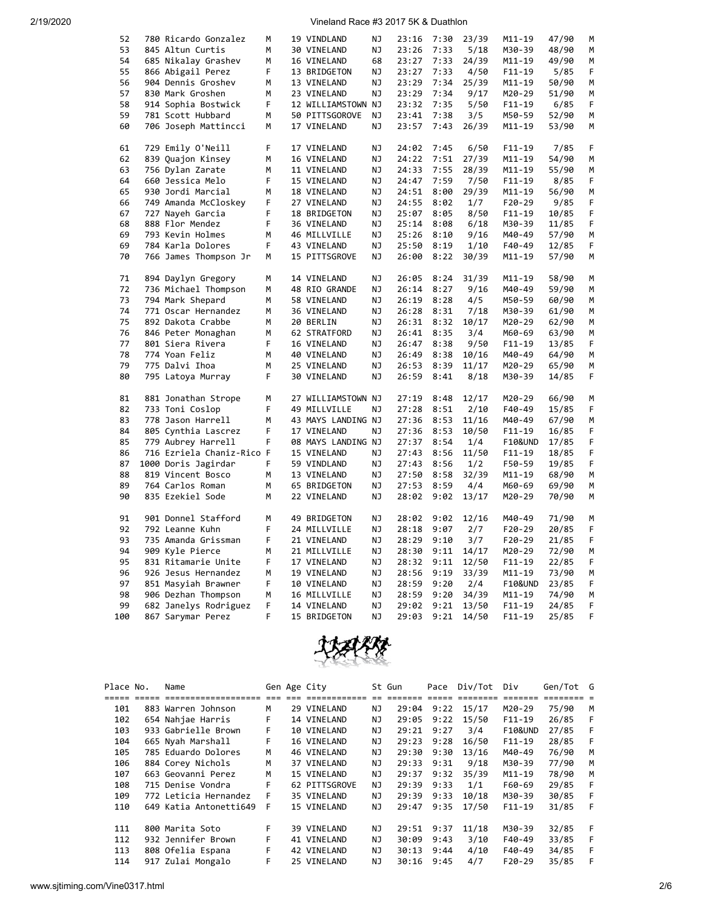| Place | No. | Name | Gen | Age | City | St | Gun | Pace | Div/Tot | Div | Gen/Tot | G |
|---|---|---|---|---|---|---|---|---|---|---|---|---|
| 52 | 780 | Ricardo Gonzalez | M | 19 | VINDLAND | NJ | 23:16 | 7:30 | 23/39 | M11-19 | 47/90 | M |
| 53 | 845 | Altun Curtis | M | 30 | VINELAND | NJ | 23:26 | 7:33 | 5/18 | M30-39 | 48/90 | M |
| 54 | 685 | Nikalay Grashev | M | 16 | VINELAND | 68 | 23:27 | 7:33 | 24/39 | M11-19 | 49/90 | M |
| 55 | 866 | Abigail Perez | F | 13 | BRIDGETON | NJ | 23:27 | 7:33 | 4/50 | F11-19 | 5/85 | F |
| 56 | 904 | Dennis Groshev | M | 13 | VINELAND | NJ | 23:29 | 7:34 | 25/39 | M11-19 | 50/90 | M |
| 57 | 830 | Mark Groshen | M | 23 | VINELAND | NJ | 23:29 | 7:34 | 9/17 | M20-29 | 51/90 | M |
| 58 | 914 | Sophia Bostwick | F | 12 | WILLIAMSTOWN | NJ | 23:32 | 7:35 | 5/50 | F11-19 | 6/85 | F |
| 59 | 781 | Scott Hubbard | M | 50 | PITTSGOROVE | NJ | 23:41 | 7:38 | 3/5 | M50-59 | 52/90 | M |
| 60 | 706 | Joseph Mattincci | M | 17 | VINELAND | NJ | 23:57 | 7:43 | 26/39 | M11-19 | 53/90 | M |
| 61 | 729 | Emily O'Neill | F | 17 | VINELAND | NJ | 24:02 | 7:45 | 6/50 | F11-19 | 7/85 | F |
| 62 | 839 | Quajon Kinsey | M | 16 | VINELAND | NJ | 24:22 | 7:51 | 27/39 | M11-19 | 54/90 | M |
| 63 | 756 | Dylan Zarate | M | 11 | VINELAND | NJ | 24:33 | 7:55 | 28/39 | M11-19 | 55/90 | M |
| 64 | 660 | Jessica Melo | F | 15 | VINELAND | NJ | 24:47 | 7:59 | 7/50 | F11-19 | 8/85 | F |
| 65 | 930 | Jordi Marcial | M | 18 | VINELAND | NJ | 24:51 | 8:00 | 29/39 | M11-19 | 56/90 | M |
| 66 | 749 | Amanda McCloskey | F | 27 | VINELAND | NJ | 24:55 | 8:02 | 1/7 | F20-29 | 9/85 | F |
| 67 | 727 | Nayeh Garcia | F | 18 | BRIDGETON | NJ | 25:07 | 8:05 | 8/50 | F11-19 | 10/85 | F |
| 68 | 888 | Flor Mendez | F | 36 | VINELAND | NJ | 25:14 | 8:08 | 6/18 | M30-39 | 11/85 | F |
| 69 | 793 | Kevin Holmes | M | 46 | MILLVILLE | NJ | 25:26 | 8:10 | 9/16 | M40-49 | 57/90 | M |
| 69 | 784 | Karla Dolores | F | 43 | VINELAND | NJ | 25:50 | 8:19 | 1/10 | F40-49 | 12/85 | F |
| 70 | 766 | James Thompson Jr | M | 15 | PITTSGROVE | NJ | 26:00 | 8:22 | 30/39 | M11-19 | 57/90 | M |
| 71 | 894 | Daylyn Gregory | M | 14 | VINELAND | NJ | 26:05 | 8:24 | 31/39 | M11-19 | 58/90 | M |
| 72 | 736 | Michael Thompson | M | 48 | RIO GRANDE | NJ | 26:14 | 8:27 | 9/16 | M40-49 | 59/90 | M |
| 73 | 794 | Mark Shepard | M | 58 | VINELAND | NJ | 26:19 | 8:28 | 4/5 | M50-59 | 60/90 | M |
| 74 | 771 | Oscar Hernandez | M | 36 | VINELAND | NJ | 26:28 | 8:31 | 7/18 | M30-39 | 61/90 | M |
| 75 | 892 | Dakota Crabbe | M | 20 | BERLIN | NJ | 26:31 | 8:32 | 10/17 | M20-29 | 62/90 | M |
| 76 | 846 | Peter Monaghan | M | 62 | STRATFORD | NJ | 26:41 | 8:35 | 3/4 | M60-69 | 63/90 | M |
| 77 | 801 | Siera Rivera | F | 16 | VINELAND | NJ | 26:47 | 8:38 | 9/50 | F11-19 | 13/85 | F |
| 78 | 774 | Yoan Feliz | M | 40 | VINELAND | NJ | 26:49 | 8:38 | 10/16 | M40-49 | 64/90 | M |
| 79 | 775 | Dalvi Ihoa | M | 25 | VINELAND | NJ | 26:53 | 8:39 | 11/17 | M20-29 | 65/90 | M |
| 80 | 795 | Latoya Murray | F | 30 | VINELAND | NJ | 26:59 | 8:41 | 8/18 | M30-39 | 14/85 | F |
| 81 | 881 | Jonathan Strope | M | 27 | WILLIAMSTOWN | NJ | 27:19 | 8:48 | 12/17 | M20-29 | 66/90 | M |
| 82 | 733 | Toni Coslop | F | 49 | MILLVILLE | NJ | 27:28 | 8:51 | 2/10 | F40-49 | 15/85 | F |
| 83 | 778 | Jason Harrell | M | 43 | MAYS LANDING | NJ | 27:36 | 8:53 | 11/16 | M40-49 | 67/90 | M |
| 84 | 805 | Cynthia Lascrez | F | 17 | VINELAND | NJ | 27:36 | 8:53 | 10/50 | F11-19 | 16/85 | F |
| 85 | 779 | Aubrey Harrell | F | 08 | MAYS LANDING | NJ | 27:37 | 8:54 | 1/4 | F10&UND | 17/85 | F |
| 86 | 716 | Ezriela Chaniz-Rico | F | 15 | VINELAND | NJ | 27:43 | 8:56 | 11/50 | F11-19 | 18/85 | F |
| 87 | 1000 | Doris Jagirdar | F | 59 | VINDLAND | NJ | 27:43 | 8:56 | 1/2 | F50-59 | 19/85 | F |
| 88 | 819 | Vincent Bosco | M | 13 | VINDLAND | NJ | 27:50 | 8:58 | 32/39 | M11-19 | 68/90 | M |
| 89 | 764 | Carlos Roman | M | 65 | BRIDGETON | NJ | 27:53 | 8:59 | 4/4 | M60-69 | 69/90 | M |
| 90 | 835 | Ezekiel Sode | M | 22 | VINELAND | NJ | 28:02 | 9:02 | 13/17 | M20-29 | 70/90 | M |
| 91 | 901 | Donnel Stafford | M | 49 | BRIDGETON | NJ | 28:02 | 9:02 | 12/16 | M40-49 | 71/90 | M |
| 92 | 792 | Leanne Kuhn | F | 24 | MILLVILLE | NJ | 28:18 | 9:07 | 2/7 | F20-29 | 20/85 | F |
| 93 | 735 | Amanda Grissman | F | 21 | VINELAND | NJ | 28:29 | 9:10 | 3/7 | F20-29 | 21/85 | F |
| 94 | 909 | Kyle Pierce | M | 21 | MILLVILLE | NJ | 28:30 | 9:11 | 14/17 | M20-29 | 72/90 | M |
| 95 | 831 | Ritamarie Unite | F | 17 | VINELAND | NJ | 28:32 | 9:11 | 12/50 | F11-19 | 22/85 | F |
| 96 | 926 | Jesus Hernandez | M | 19 | VINELAND | NJ | 28:56 | 9:19 | 33/39 | M11-19 | 73/90 | M |
| 97 | 851 | Masyiah Brawner | F | 10 | VINELAND | NJ | 28:59 | 9:20 | 2/4 | F10&UND | 23/85 | F |
| 98 | 906 | Dezhan Thompson | M | 16 | MILLVILLE | NJ | 28:59 | 9:20 | 34/39 | M11-19 | 74/90 | M |
| 99 | 682 | Janelys Rodriguez | F | 14 | VINELAND | NJ | 29:02 | 9:21 | 13/50 | F11-19 | 24/85 | F |
| 100 | 867 | Sarymar Perez | F | 15 | BRIDGETON | NJ | 29:03 | 9:21 | 14/50 | F11-19 | 25/85 | F |

| Place | No. | Name | Gen | Age | City | St | Gun | Pace | Div/Tot | Div | Gen/Tot | G |
|---|---|---|---|---|---|---|---|---|---|---|---|---|
| 101 | 883 | Warren Johnson | M | 29 | VINELAND | NJ | 29:04 | 9:22 | 15/17 | M20-29 | 75/90 | M |
| 102 | 654 | Nahjae Harris | F | 14 | VINELAND | NJ | 29:05 | 9:22 | 15/50 | F11-19 | 26/85 | F |
| 103 | 933 | Gabrielle Brown | F | 10 | VINELAND | NJ | 29:21 | 9:27 | 3/4 | F10&UND | 27/85 | F |
| 104 | 665 | Nyah Marshall | F | 16 | VINELAND | NJ | 29:23 | 9:28 | 16/50 | F11-19 | 28/85 | F |
| 105 | 785 | Eduardo Dolores | M | 46 | VINELAND | NJ | 29:30 | 9:30 | 13/16 | M40-49 | 76/90 | M |
| 106 | 884 | Corey Nichols | M | 37 | VINELAND | NJ | 29:33 | 9:31 | 9/18 | M30-39 | 77/90 | M |
| 107 | 663 | Geovanni Perez | M | 15 | VINELAND | NJ | 29:37 | 9:32 | 35/39 | M11-19 | 78/90 | M |
| 108 | 715 | Denise Vondra | F | 62 | PITTSGROVE | NJ | 29:39 | 9:33 | 1/1 | F60-69 | 29/85 | F |
| 109 | 772 | Leticia Hernandez | F | 35 | VINELAND | NJ | 29:39 | 9:33 | 10/18 | M30-39 | 30/85 | F |
| 110 | 649 | Katia Antonetti649 | F | 15 | VINELAND | NJ | 29:47 | 9:35 | 17/50 | F11-19 | 31/85 | F |
| 111 | 800 | Marita Soto | F | 39 | VINELAND | NJ | 29:51 | 9:37 | 11/18 | M30-39 | 32/85 | F |
| 112 | 932 | Jennifer Brown | F | 41 | VINELAND | NJ | 30:09 | 9:43 | 3/10 | F40-49 | 33/85 | F |
| 113 | 808 | Ofelia Espana | F | 42 | VINELAND | NJ | 30:13 | 9:44 | 4/10 | F40-49 | 34/85 | F |
| 114 | 917 | Zulai Mongalo | F | 25 | VINELAND | NJ | 30:16 | 9:45 | 4/7 | F20-29 | 35/85 | F |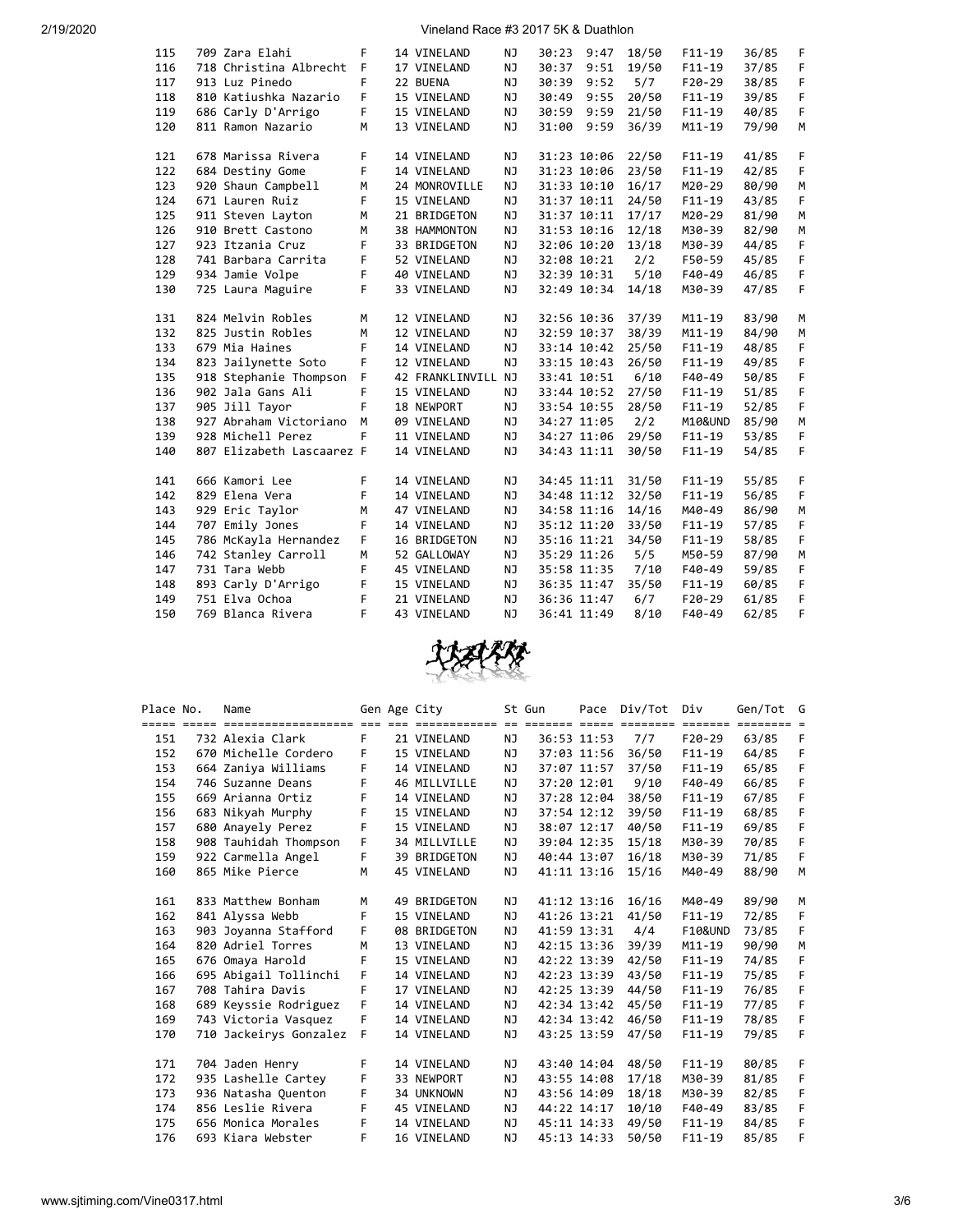| Place | No. | Name | Gen | Age | City | St | Gun | Pace | Div/Tot | Div | Gen/Tot | G |
|---|---|---|---|---|---|---|---|---|---|---|---|---|
| 115 | 709 | Zara Elahi | F | 14 | VINELAND | NJ | 30:23 | 9:47 | 18/50 | F11-19 | 36/85 | F |
| 116 | 718 | Christina Albrecht | F | 17 | VINELAND | NJ | 30:37 | 9:51 | 19/50 | F11-19 | 37/85 | F |
| 117 | 913 | Luz Pinedo | F | 22 | BUENA | NJ | 30:39 | 9:52 | 5/7 | F20-29 | 38/85 | F |
| 118 | 810 | Katiushka Nazario | F | 15 | VINELAND | NJ | 30:49 | 9:55 | 20/50 | F11-19 | 39/85 | F |
| 119 | 686 | Carly D'Arrigo | F | 15 | VINELAND | NJ | 30:59 | 9:59 | 21/50 | F11-19 | 40/85 | F |
| 120 | 811 | Ramon Nazario | M | 13 | VINELAND | NJ | 31:00 | 9:59 | 36/39 | M11-19 | 79/90 | M |
| 121 | 678 | Marissa Rivera | F | 14 | VINELAND | NJ | 31:23 | 10:06 | 22/50 | F11-19 | 41/85 | F |
| 122 | 684 | Destiny Gome | F | 14 | VINELAND | NJ | 31:23 | 10:06 | 23/50 | F11-19 | 42/85 | F |
| 123 | 920 | Shaun Campbell | M | 24 | MONROVILLE | NJ | 31:33 | 10:10 | 16/17 | M20-29 | 80/90 | M |
| 124 | 671 | Lauren Ruiz | F | 15 | VINELAND | NJ | 31:37 | 10:11 | 24/50 | F11-19 | 43/85 | F |
| 125 | 911 | Steven Layton | M | 21 | BRIDGETON | NJ | 31:37 | 10:11 | 17/17 | M20-29 | 81/90 | M |
| 126 | 910 | Brett Castono | M | 38 | HAMMONTON | NJ | 31:53 | 10:16 | 12/18 | M30-39 | 82/90 | M |
| 127 | 923 | Itzania Cruz | F | 33 | BRIDGETON | NJ | 32:06 | 10:20 | 13/18 | M30-39 | 44/85 | F |
| 128 | 741 | Barbara Carrita | F | 52 | VINELAND | NJ | 32:08 | 10:21 | 2/2 | F50-59 | 45/85 | F |
| 129 | 934 | Jamie Volpe | F | 40 | VINELAND | NJ | 32:39 | 10:31 | 5/10 | F40-49 | 46/85 | F |
| 130 | 725 | Laura Maguire | F | 33 | VINELAND | NJ | 32:49 | 10:34 | 14/18 | M30-39 | 47/85 | F |
| 131 | 824 | Melvin Robles | M | 12 | VINELAND | NJ | 32:56 | 10:36 | 37/39 | M11-19 | 83/90 | M |
| 132 | 825 | Justin Robles | M | 12 | VINELAND | NJ | 32:59 | 10:37 | 38/39 | M11-19 | 84/90 | M |
| 133 | 679 | Mia Haines | F | 14 | VINELAND | NJ | 33:14 | 10:42 | 25/50 | F11-19 | 48/85 | F |
| 134 | 823 | Jailynette Soto | F | 12 | VINELAND | NJ | 33:15 | 10:43 | 26/50 | F11-19 | 49/85 | F |
| 135 | 918 | Stephanie Thompson | F | 42 | FRANKLINVILL | NJ | 33:41 | 10:51 | 6/10 | F40-49 | 50/85 | F |
| 136 | 902 | Jala Gans Ali | F | 15 | VINELAND | NJ | 33:44 | 10:52 | 27/50 | F11-19 | 51/85 | F |
| 137 | 905 | Jill Tayor | F | 18 | NEWPORT | NJ | 33:54 | 10:55 | 28/50 | F11-19 | 52/85 | F |
| 138 | 927 | Abraham Victoriano | M | 09 | VINELAND | NJ | 34:27 | 11:05 | 2/2 | M10&UND | 85/90 | M |
| 139 | 928 | Michell Perez | F | 11 | VINELAND | NJ | 34:27 | 11:06 | 29/50 | F11-19 | 53/85 | F |
| 140 | 807 | Elizabeth Lascaarez | F | 14 | VINELAND | NJ | 34:43 | 11:11 | 30/50 | F11-19 | 54/85 | F |
| 141 | 666 | Kamori Lee | F | 14 | VINELAND | NJ | 34:45 | 11:11 | 31/50 | F11-19 | 55/85 | F |
| 142 | 829 | Elena Vera | F | 14 | VINELAND | NJ | 34:48 | 11:12 | 32/50 | F11-19 | 56/85 | F |
| 143 | 929 | Eric Taylor | M | 47 | VINELAND | NJ | 34:58 | 11:16 | 14/16 | M40-49 | 86/90 | M |
| 144 | 707 | Emily Jones | F | 14 | VINELAND | NJ | 35:12 | 11:20 | 33/50 | F11-19 | 57/85 | F |
| 145 | 786 | McKayla Hernandez | F | 16 | BRIDGETON | NJ | 35:16 | 11:21 | 34/50 | F11-19 | 58/85 | F |
| 146 | 742 | Stanley Carroll | M | 52 | GALLOWAY | NJ | 35:29 | 11:26 | 5/5 | M50-59 | 87/90 | M |
| 147 | 731 | Tara Webb | F | 45 | VINELAND | NJ | 35:58 | 11:35 | 7/10 | F40-49 | 59/85 | F |
| 148 | 893 | Carly D'Arrigo | F | 15 | VINELAND | NJ | 36:35 | 11:47 | 35/50 | F11-19 | 60/85 | F |
| 149 | 751 | Elva Ochoa | F | 21 | VINELAND | NJ | 36:36 | 11:47 | 6/7 | F20-29 | 61/85 | F |
| 150 | 769 | Blanca Rivera | F | 43 | VINELAND | NJ | 36:41 | 11:49 | 8/10 | F40-49 | 62/85 | F |

| Place | No. | Name | Gen | Age | City | St | Gun | Pace | Div/Tot | Div | Gen/Tot | G |
|---|---|---|---|---|---|---|---|---|---|---|---|---|
| 151 | 732 | Alexia Clark | F | 21 | VINELAND | NJ | 36:53 | 11:53 | 7/7 | F20-29 | 63/85 | F |
| 152 | 670 | Michelle Cordero | F | 15 | VINELAND | NJ | 37:03 | 11:56 | 36/50 | F11-19 | 64/85 | F |
| 153 | 664 | Zaniya Williams | F | 14 | VINELAND | NJ | 37:07 | 11:57 | 37/50 | F11-19 | 65/85 | F |
| 154 | 746 | Suzanne Deans | F | 46 | MILLVILLE | NJ | 37:20 | 12:01 | 9/10 | F40-49 | 66/85 | F |
| 155 | 669 | Arianna Ortiz | F | 14 | VINELAND | NJ | 37:28 | 12:04 | 38/50 | F11-19 | 67/85 | F |
| 156 | 683 | Nikyah Murphy | F | 15 | VINELAND | NJ | 37:54 | 12:12 | 39/50 | F11-19 | 68/85 | F |
| 157 | 680 | Anayely Perez | F | 15 | VINELAND | NJ | 38:07 | 12:17 | 40/50 | F11-19 | 69/85 | F |
| 158 | 908 | Tauhidah Thompson | F | 34 | MILLVILLE | NJ | 39:04 | 12:35 | 15/18 | M30-39 | 70/85 | F |
| 159 | 922 | Carmella Angel | F | 39 | BRIDGETON | NJ | 40:44 | 13:07 | 16/18 | M30-39 | 71/85 | F |
| 160 | 865 | Mike Pierce | M | 45 | VINELAND | NJ | 41:11 | 13:16 | 15/16 | M40-49 | 88/90 | M |
| 161 | 833 | Matthew Bonham | M | 49 | BRIDGETON | NJ | 41:12 | 13:16 | 16/16 | M40-49 | 89/90 | M |
| 162 | 841 | Alyssa Webb | F | 15 | VINELAND | NJ | 41:26 | 13:21 | 41/50 | F11-19 | 72/85 | F |
| 163 | 903 | Joyanna Stafford | F | 08 | BRIDGETON | NJ | 41:59 | 13:31 | 4/4 | F10&UND | 73/85 | F |
| 164 | 820 | Adriel Torres | M | 13 | VINELAND | NJ | 42:15 | 13:36 | 39/39 | M11-19 | 90/90 | M |
| 165 | 676 | Omaya Harold | F | 15 | VINELAND | NJ | 42:22 | 13:39 | 42/50 | F11-19 | 74/85 | F |
| 166 | 695 | Abigail Tollinchi | F | 14 | VINELAND | NJ | 42:23 | 13:39 | 43/50 | F11-19 | 75/85 | F |
| 167 | 708 | Tahira Davis | F | 17 | VINELAND | NJ | 42:25 | 13:39 | 44/50 | F11-19 | 76/85 | F |
| 168 | 689 | Keyssie Rodriguez | F | 14 | VINELAND | NJ | 42:34 | 13:42 | 45/50 | F11-19 | 77/85 | F |
| 169 | 743 | Victoria Vasquez | F | 14 | VINELAND | NJ | 42:34 | 13:42 | 46/50 | F11-19 | 78/85 | F |
| 170 | 710 | Jackeirys Gonzalez | F | 14 | VINELAND | NJ | 43:25 | 13:59 | 47/50 | F11-19 | 79/85 | F |
| 171 | 704 | Jaden Henry | F | 14 | VINELAND | NJ | 43:40 | 14:04 | 48/50 | F11-19 | 80/85 | F |
| 172 | 935 | Lashelle Cartey | F | 33 | NEWPORT | NJ | 43:55 | 14:08 | 17/18 | M30-39 | 81/85 | F |
| 173 | 936 | Natasha Quenton | F | 34 | UNKNOWN | NJ | 43:56 | 14:09 | 18/18 | M30-39 | 82/85 | F |
| 174 | 856 | Leslie Rivera | F | 45 | VINELAND | NJ | 44:22 | 14:17 | 10/10 | F40-49 | 83/85 | F |
| 175 | 656 | Monica Morales | F | 14 | VINELAND | NJ | 45:11 | 14:33 | 49/50 | F11-19 | 84/85 | F |
| 176 | 693 | Kiara Webster | F | 16 | VINELAND | NJ | 45:13 | 14:33 | 50/50 | F11-19 | 85/85 | F |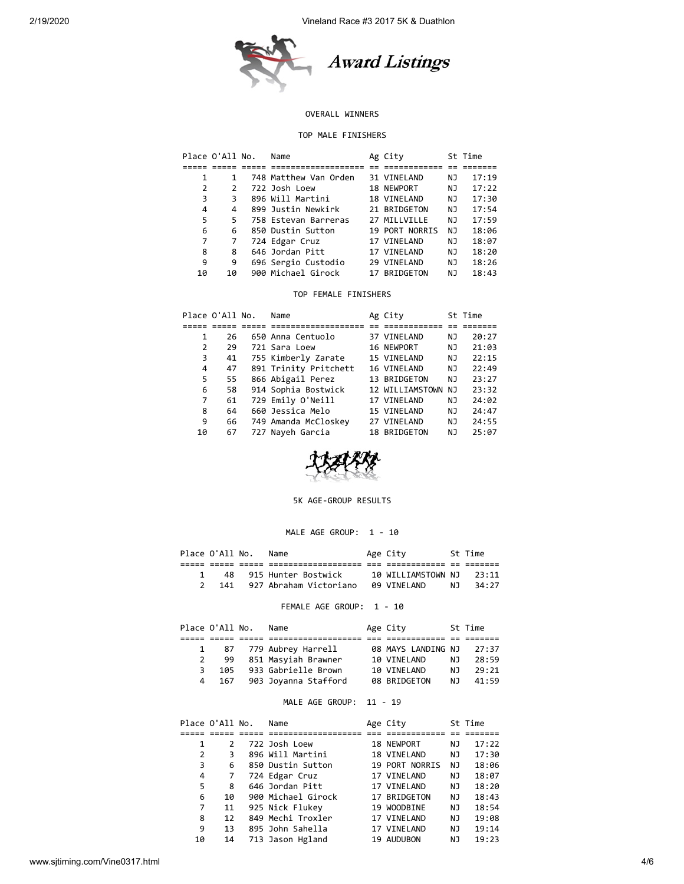# Award Listings

## OVERALL WINNERS

### TOP MALE FINISHERS

| Place | O'All | No. | Name | Ag | City | St | Time |
|---|---|---|---|---|---|---|---|
| 1 | 1 | 748 | Matthew Van Orden | 31 | VINELAND | NJ | 17:19 |
| 2 | 2 | 722 | Josh Loew | 18 | NEWPORT | NJ | 17:22 |
| 3 | 3 | 896 | Will Martini | 18 | VINELAND | NJ | 17:30 |
| 4 | 4 | 899 | Justin Newkirk | 21 | BRIDGETON | NJ | 17:54 |
| 5 | 5 | 758 | Estevan Barreras | 27 | MILLVILLE | NJ | 17:59 |
| 6 | 6 | 850 | Dustin Sutton | 19 | PORT NORRIS | NJ | 18:06 |
| 7 | 7 | 724 | Edgar Cruz | 17 | VINELAND | NJ | 18:07 |
| 8 | 8 | 646 | Jordan Pitt | 17 | VINELAND | NJ | 18:20 |
| 9 | 9 | 696 | Sergio Custodio | 29 | VINELAND | NJ | 18:26 |
| 10 | 10 | 900 | Michael Girock | 17 | BRIDGETON | NJ | 18:43 |

### TOP FEMALE FINISHERS

| Place | O'All | No. | Name | Ag | City | St | Time |
|---|---|---|---|---|---|---|---|
| 1 | 26 | 650 | Anna Centuolo | 37 | VINELAND | NJ | 20:27 |
| 2 | 29 | 721 | Sara Loew | 16 | NEWPORT | NJ | 21:03 |
| 3 | 41 | 755 | Kimberly Zarate | 15 | VINELAND | NJ | 22:15 |
| 4 | 47 | 891 | Trinity Pritchett | 16 | VINELAND | NJ | 22:49 |
| 5 | 55 | 866 | Abigail Perez | 13 | BRIDGETON | NJ | 23:27 |
| 6 | 58 | 914 | Sophia Bostwick | 12 | WILLIAMSTOWN | NJ | 23:32 |
| 7 | 61 | 729 | Emily O'Neill | 17 | VINELAND | NJ | 24:02 |
| 8 | 64 | 660 | Jessica Melo | 15 | VINELAND | NJ | 24:47 |
| 9 | 66 | 749 | Amanda McCloskey | 27 | VINELAND | NJ | 24:55 |
| 10 | 67 | 727 | Nayeh Garcia | 18 | BRIDGETON | NJ | 25:07 |

## 5K AGE-GROUP RESULTS

### MALE AGE GROUP: 1 - 10

| Place | O'All | No. | Name | Age | City | St | Time |
|---|---|---|---|---|---|---|---|
| 1 | 48 | 915 | Hunter Bostwick | 10 | WILLIAMSTOWN | NJ | 23:11 |
| 2 | 141 | 927 | Abraham Victoriano | 09 | VINELAND | NJ | 34:27 |

### FEMALE AGE GROUP: 1 - 10

| Place | O'All | No. | Name | Age | City | St | Time |
|---|---|---|---|---|---|---|---|
| 1 | 87 | 779 | Aubrey Harrell | 08 | MAYS LANDING | NJ | 27:37 |
| 2 | 99 | 851 | Masyiah Brawner | 10 | VINELAND | NJ | 28:59 |
| 3 | 105 | 933 | Gabrielle Brown | 10 | VINELAND | NJ | 29:21 |
| 4 | 167 | 903 | Joyanna Stafford | 08 | BRIDGETON | NJ | 41:59 |

### MALE AGE GROUP: 11 - 19

| Place | O'All | No. | Name | Age | City | St | Time |
|---|---|---|---|---|---|---|---|
| 1 | 2 | 722 | Josh Loew | 18 | NEWPORT | NJ | 17:22 |
| 2 | 3 | 896 | Will Martini | 18 | VINELAND | NJ | 17:30 |
| 3 | 6 | 850 | Dustin Sutton | 19 | PORT NORRIS | NJ | 18:06 |
| 4 | 7 | 724 | Edgar Cruz | 17 | VINELAND | NJ | 18:07 |
| 5 | 8 | 646 | Jordan Pitt | 17 | VINELAND | NJ | 18:20 |
| 6 | 10 | 900 | Michael Girock | 17 | BRIDGETON | NJ | 18:43 |
| 7 | 11 | 925 | Nick Flukey | 19 | WOODBINE | NJ | 18:54 |
| 8 | 12 | 849 | Mechi Troxler | 17 | VINELAND | NJ | 19:08 |
| 9 | 13 | 895 | John Sahella | 17 | VINELAND | NJ | 19:14 |
| 10 | 14 | 713 | Jason Hgland | 19 | AUDUBON | NJ | 19:23 |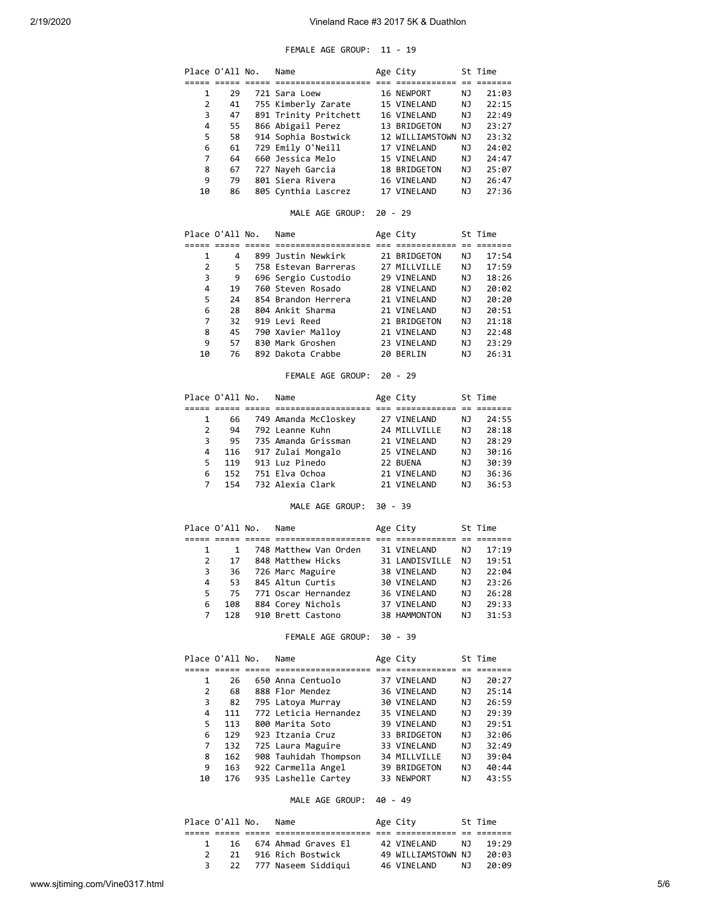FEMALE AGE GROUP: 11 - 19

| Place | O'All | No. | Name | Age | City | St | Time |
|---|---|---|---|---|---|---|---|
| 1 | 29 | 721 | Sara Loew | 16 | NEWPORT | NJ | 21:03 |
| 2 | 41 | 755 | Kimberly Zarate | 15 | VINELAND | NJ | 22:15 |
| 3 | 47 | 891 | Trinity Pritchett | 16 | VINELAND | NJ | 22:49 |
| 4 | 55 | 866 | Abigail Perez | 13 | BRIDGETON | NJ | 23:27 |
| 5 | 58 | 914 | Sophia Bostwick | 12 | WILLIAMSTOWN | NJ | 23:32 |
| 6 | 61 | 729 | Emily O'Neill | 17 | VINELAND | NJ | 24:02 |
| 7 | 64 | 660 | Jessica Melo | 15 | VINELAND | NJ | 24:47 |
| 8 | 67 | 727 | Nayeh Garcia | 18 | BRIDGETON | NJ | 25:07 |
| 9 | 79 | 801 | Siera Rivera | 16 | VINELAND | NJ | 26:47 |
| 10 | 86 | 805 | Cynthia Lascrez | 17 | VINELAND | NJ | 27:36 |

MALE AGE GROUP: 20 - 29

| Place | O'All | No. | Name | Age | City | St | Time |
|---|---|---|---|---|---|---|---|
| 1 | 4 | 899 | Justin Newkirk | 21 | BRIDGETON | NJ | 17:54 |
| 2 | 5 | 758 | Estevan Barreras | 27 | MILLVILLE | NJ | 17:59 |
| 3 | 9 | 696 | Sergio Custodio | 29 | VINELAND | NJ | 18:26 |
| 4 | 19 | 760 | Steven Rosado | 28 | VINELAND | NJ | 20:02 |
| 5 | 24 | 854 | Brandon Herrera | 21 | VINELAND | NJ | 20:20 |
| 6 | 28 | 804 | Ankit Sharma | 21 | VINELAND | NJ | 20:51 |
| 7 | 32 | 919 | Levi Reed | 21 | BRIDGETON | NJ | 21:18 |
| 8 | 45 | 790 | Xavier Malloy | 21 | VINELAND | NJ | 22:48 |
| 9 | 57 | 830 | Mark Groshen | 23 | VINELAND | NJ | 23:29 |
| 10 | 76 | 892 | Dakota Crabbe | 20 | BERLIN | NJ | 26:31 |

FEMALE AGE GROUP: 20 - 29

| Place | O'All | No. | Name | Age | City | St | Time |
|---|---|---|---|---|---|---|---|
| 1 | 66 | 749 | Amanda McCloskey | 27 | VINELAND | NJ | 24:55 |
| 2 | 94 | 792 | Leanne Kuhn | 24 | MILLVILLE | NJ | 28:18 |
| 3 | 95 | 735 | Amanda Grissman | 21 | VINELAND | NJ | 28:29 |
| 4 | 116 | 917 | Zulai Mongalo | 25 | VINELAND | NJ | 30:16 |
| 5 | 119 | 913 | Luz Pinedo | 22 | BUENA | NJ | 30:39 |
| 6 | 152 | 751 | Elva Ochoa | 21 | VINELAND | NJ | 36:36 |
| 7 | 154 | 732 | Alexia Clark | 21 | VINELAND | NJ | 36:53 |

MALE AGE GROUP: 30 - 39

| Place | O'All | No. | Name | Age | City | St | Time |
|---|---|---|---|---|---|---|---|
| 1 | 1 | 748 | Matthew Van Orden | 31 | VINELAND | NJ | 17:19 |
| 2 | 17 | 848 | Matthew Hicks | 31 | LANDISVILLE | NJ | 19:51 |
| 3 | 36 | 726 | Marc Maguire | 38 | VINELAND | NJ | 22:04 |
| 4 | 53 | 845 | Altun Curtis | 30 | VINELAND | NJ | 23:26 |
| 5 | 75 | 771 | Oscar Hernandez | 36 | VINELAND | NJ | 26:28 |
| 6 | 108 | 884 | Corey Nichols | 37 | VINELAND | NJ | 29:33 |
| 7 | 128 | 910 | Brett Castono | 38 | HAMMONTON | NJ | 31:53 |

FEMALE AGE GROUP: 30 - 39

| Place | O'All | No. | Name | Age | City | St | Time |
|---|---|---|---|---|---|---|---|
| 1 | 26 | 650 | Anna Centuolo | 37 | VINELAND | NJ | 20:27 |
| 2 | 68 | 888 | Flor Mendez | 36 | VINELAND | NJ | 25:14 |
| 3 | 82 | 795 | Latoya Murray | 30 | VINELAND | NJ | 26:59 |
| 4 | 111 | 772 | Leticia Hernandez | 35 | VINELAND | NJ | 29:39 |
| 5 | 113 | 800 | Marita Soto | 39 | VINELAND | NJ | 29:51 |
| 6 | 129 | 923 | Itzania Cruz | 33 | BRIDGETON | NJ | 32:06 |
| 7 | 132 | 725 | Laura Maguire | 33 | VINELAND | NJ | 32:49 |
| 8 | 162 | 908 | Tauhidah Thompson | 34 | MILLVILLE | NJ | 39:04 |
| 9 | 163 | 922 | Carmella Angel | 39 | BRIDGETON | NJ | 40:44 |
| 10 | 176 | 935 | Lashelle Cartey | 33 | NEWPORT | NJ | 43:55 |

MALE AGE GROUP: 40 - 49

| Place | O'All | No. | Name | Age | City | St | Time |
|---|---|---|---|---|---|---|---|
| 1 | 16 | 674 | Ahmad Graves El | 42 | VINELAND | NJ | 19:29 |
| 2 | 21 | 916 | Rich Bostwick | 49 | WILLIAMSTOWN | NJ | 20:03 |
| 3 | 22 | 777 | Naseem Siddiqui | 46 | VINELAND | NJ | 20:09 |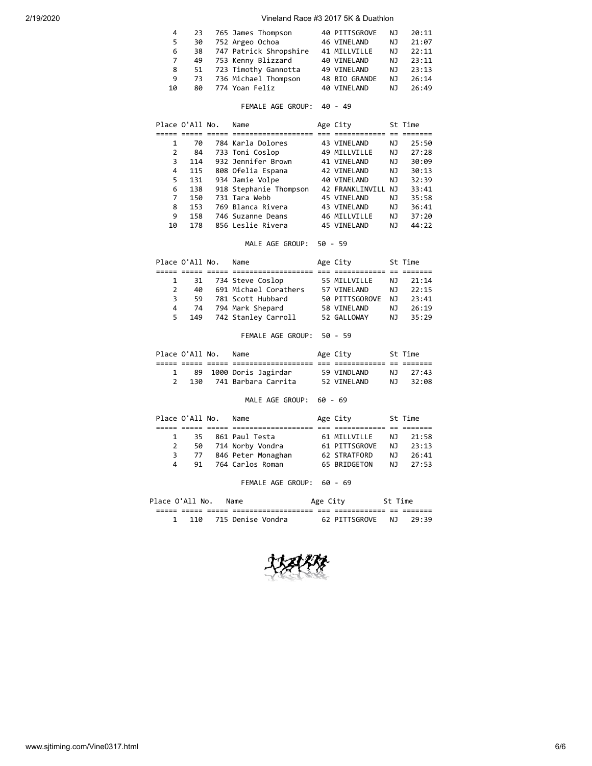| Place | O'All | No. | Name | Age | City | St | Time |
|---|---|---|---|---|---|---|---|
| 4 | 23 | 765 | James Thompson | 40 | PITTSGROVE | NJ | 20:11 |
| 5 | 30 | 752 | Argeo Ochoa | 46 | VINELAND | NJ | 21:07 |
| 6 | 38 | 747 | Patrick Shropshire | 41 | MILLVILLE | NJ | 22:11 |
| 7 | 49 | 753 | Kenny Blizzard | 40 | VINELAND | NJ | 23:11 |
| 8 | 51 | 723 | Timothy Gannotta | 49 | VINELAND | NJ | 23:13 |
| 9 | 73 | 736 | Michael Thompson | 48 | RIO GRANDE | NJ | 26:14 |
| 10 | 80 | 774 | Yoan Feliz | 40 | VINELAND | NJ | 26:49 |

FEMALE AGE GROUP: 40 - 49

| Place | O'All | No. | Name | Age | City | St | Time |
|---|---|---|---|---|---|---|---|
| 1 | 70 | 784 | Karla Dolores | 43 | VINELAND | NJ | 25:50 |
| 2 | 84 | 733 | Toni Coslop | 49 | MILLVILLE | NJ | 27:28 |
| 3 | 114 | 932 | Jennifer Brown | 41 | VINELAND | NJ | 30:09 |
| 4 | 115 | 808 | Ofelia Espana | 42 | VINELAND | NJ | 30:13 |
| 5 | 131 | 934 | Jamie Volpe | 40 | VINELAND | NJ | 32:39 |
| 6 | 138 | 918 | Stephanie Thompson | 42 | FRANKLINVILL | NJ | 33:41 |
| 7 | 150 | 731 | Tara Webb | 45 | VINELAND | NJ | 35:58 |
| 8 | 153 | 769 | Blanca Rivera | 43 | VINELAND | NJ | 36:41 |
| 9 | 158 | 746 | Suzanne Deans | 46 | MILLVILLE | NJ | 37:20 |
| 10 | 178 | 856 | Leslie Rivera | 45 | VINELAND | NJ | 44:22 |

MALE AGE GROUP: 50 - 59

| Place | O'All | No. | Name | Age | City | St | Time |
|---|---|---|---|---|---|---|---|
| 1 | 31 | 734 | Steve Coslop | 55 | MILLVILLE | NJ | 21:14 |
| 2 | 40 | 691 | Michael Corathers | 57 | VINELAND | NJ | 22:15 |
| 3 | 59 | 781 | Scott Hubbard | 50 | PITTSGOROVE | NJ | 23:41 |
| 4 | 74 | 794 | Mark Shepard | 58 | VINELAND | NJ | 26:19 |
| 5 | 149 | 742 | Stanley Carroll | 52 | GALLOWAY | NJ | 35:29 |

FEMALE AGE GROUP: 50 - 59

| Place | O'All | No. | Name | Age | City | St | Time |
|---|---|---|---|---|---|---|---|
| 1 | 89 | 1000 | Doris Jagirdar | 59 | VINDLAND | NJ | 27:43 |
| 2 | 130 | 741 | Barbara Carrita | 52 | VINELAND | NJ | 32:08 |

MALE AGE GROUP: 60 - 69

| Place | O'All | No. | Name | Age | City | St | Time |
|---|---|---|---|---|---|---|---|
| 1 | 35 | 861 | Paul Testa | 61 | MILLVILLE | NJ | 21:58 |
| 2 | 50 | 714 | Norby Vondra | 61 | PITTSGROVE | NJ | 23:13 |
| 3 | 77 | 846 | Peter Monaghan | 62 | STRATFORD | NJ | 26:41 |
| 4 | 91 | 764 | Carlos Roman | 65 | BRIDGETON | NJ | 27:53 |

FEMALE AGE GROUP: 60 - 69

| Place | O'All | No. | Name | Age | City | St | Time |
|---|---|---|---|---|---|---|---|
| 1 | 110 | 715 | Denise Vondra | 62 | PITTSGROVE | NJ | 29:39 |